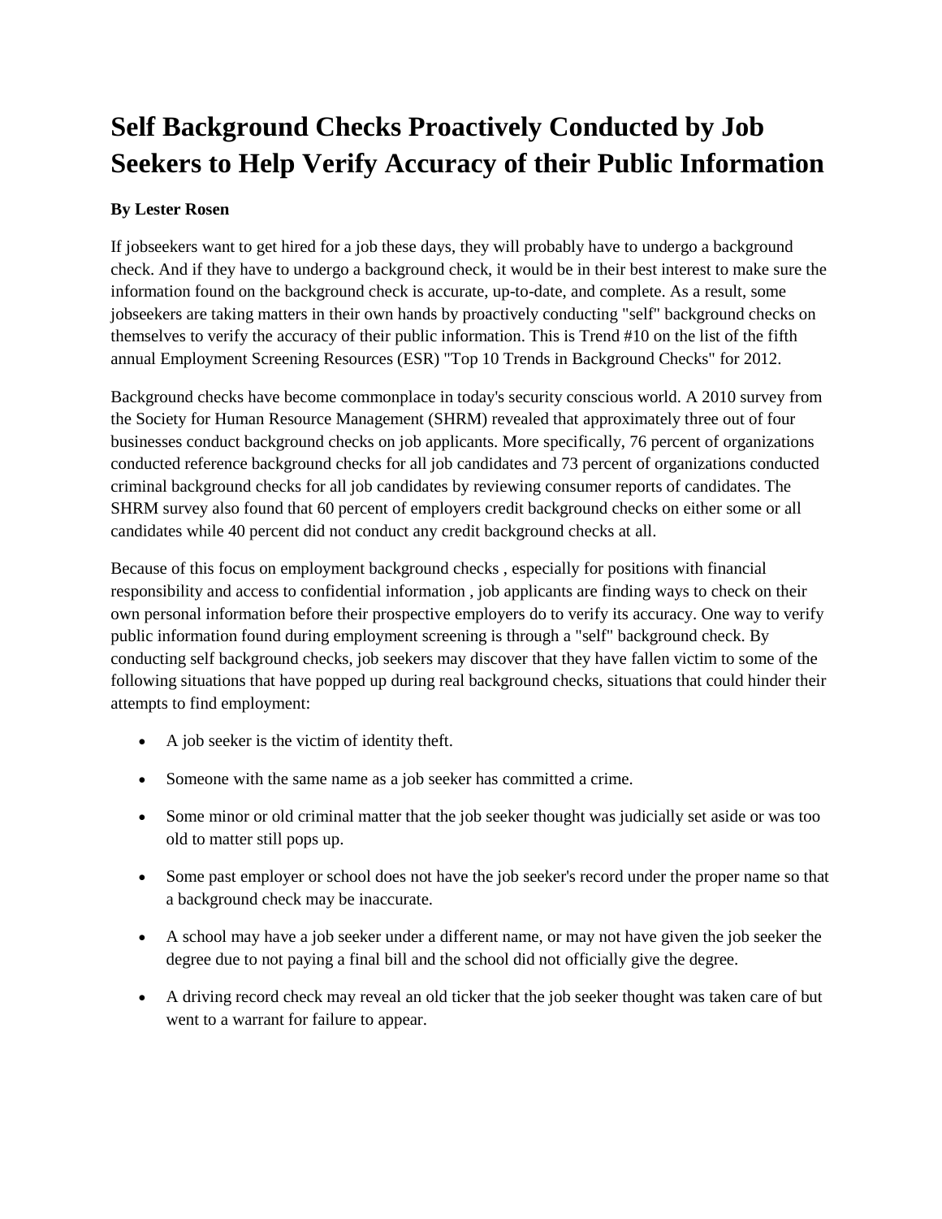# Self Background Checks Proactively Conducted by Job Seekers to Help Verify Accuracy of their Public Information

**By Lester Rosen**

If jobseekers want to get hired for a job these days, they will probably have to undergo a background check. And if they have to undergo a background check, it would be in their best interest to make sure the information found on the background check is accurate, up-to-date, and complete. As a result, some jobseekers are taking matters in their own hands by proactively conducting "self" background checks on themselves to verify the accuracy of their public information. This is Trend #10 on the list of the fifth annual Employment Screening Resources (ESR) "Top 10 Trends in Background Checks" for 2012.

Background checks have become commonplace in today's security conscious world. A 2010 survey from the Society for Human Resource Management (SHRM) revealed that approximately three out of four businesses conduct background checks on job applicants. More specifically, 76 percent of organizations conducted reference background checks for all job candidates and 73 percent of organizations conducted criminal background checks for all job candidates by reviewing consumer reports of candidates. The SHRM survey also found that 60 percent of employers credit background checks on either some or all candidates while 40 percent did not conduct any credit background checks at all.

Because of this focus on employment background checks , especially for positions with financial responsibility and access to confidential information , job applicants are finding ways to check on their own personal information before their prospective employers do to verify its accuracy. One way to verify public information found during employment screening is through a "self" background check. By conducting self background checks, job seekers may discover that they have fallen victim to some of the following situations that have popped up during real background checks, situations that could hinder their attempts to find employment:

- A job seeker is the victim of identity theft.
- Someone with the same name as a job seeker has committed a crime.
- Some minor or old criminal matter that the job seeker thought was judicially set aside or was too old to matter still pops up.
- Some past employer or school does not have the job seeker's record under the proper name so that a background check may be inaccurate.
- A school may have a job seeker under a different name, or may not have given the job seeker the degree due to not paying a final bill and the school did not officially give the degree.
- A driving record check may reveal an old ticker that the job seeker thought was taken care of but went to a warrant for failure to appear.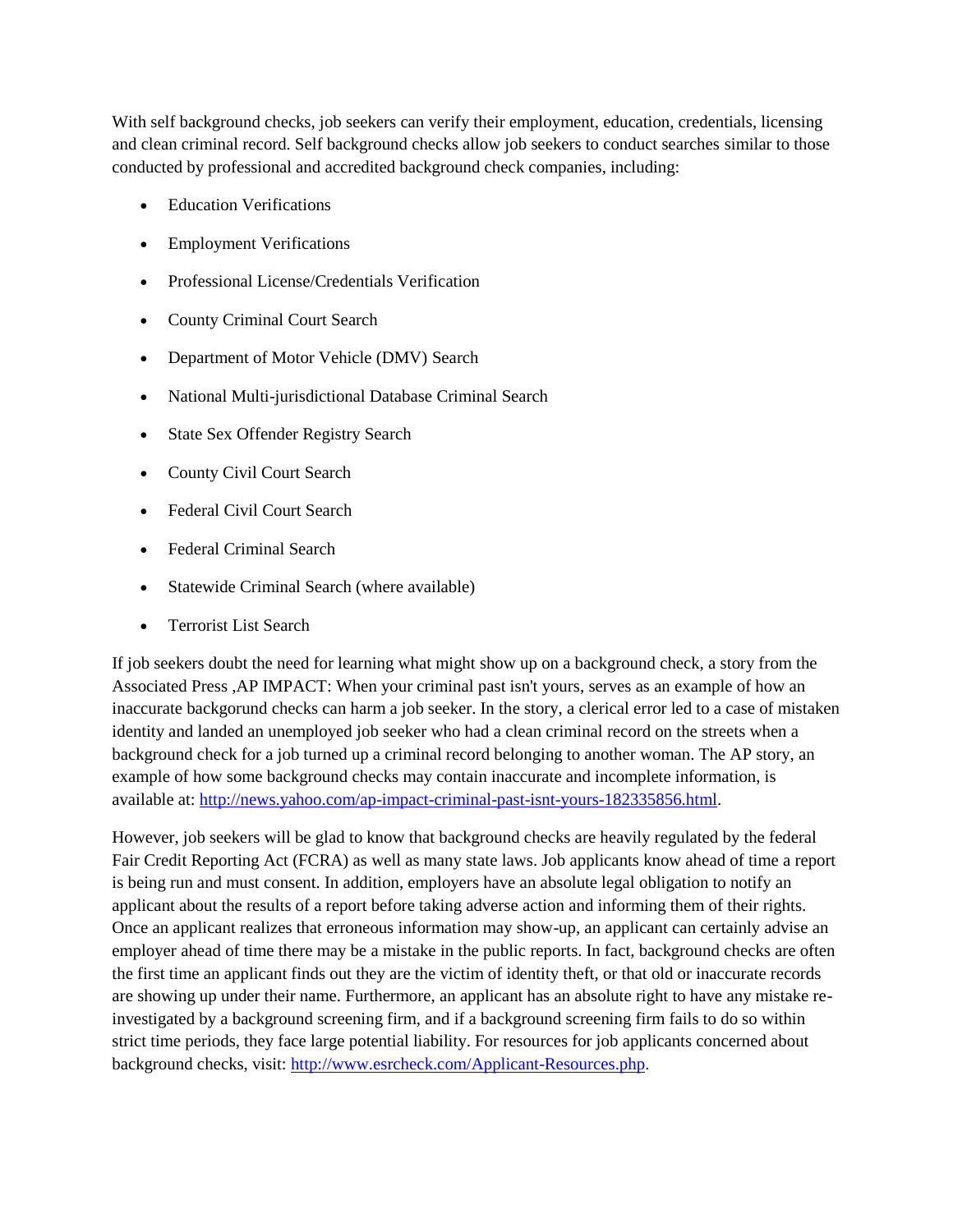With self background checks, job seekers can verify their employment, education, credentials, licensing and clean criminal record. Self background checks allow job seekers to conduct searches similar to those conducted by professional and accredited background check companies, including:

- Education Verifications
- Employment Verifications
- Professional License/Credentials Verification
- County Criminal Court Search
- Department of Motor Vehicle (DMV) Search
- National Multi-jurisdictional Database Criminal Search
- State Sex Offender Registry Search
- County Civil Court Search
- Federal Civil Court Search
- Federal Criminal Search
- Statewide Criminal Search (where available)
- Terrorist List Search

If job seekers doubt the need for learning what might show up on a background check, a story from the Associated Press ,AP IMPACT: When your criminal past isn't yours, serves as an example of how an inaccurate backgorund checks can harm a job seeker. In the story, a clerical error led to a case of mistaken identity and landed an unemployed job seeker who had a clean criminal record on the streets when a background check for a job turned up a criminal record belonging to another woman. The AP story, an example of how some background checks may contain inaccurate and incomplete information, is available at: http://news.yahoo.com/ap-impact-criminal-past-isnt-yours-182335856.html.

However, job seekers will be glad to know that background checks are heavily regulated by the federal Fair Credit Reporting Act (FCRA) as well as many state laws. Job applicants know ahead of time a report is being run and must consent. In addition, employers have an absolute legal obligation to notify an applicant about the results of a report before taking adverse action and informing them of their rights. Once an applicant realizes that erroneous information may show-up, an applicant can certainly advise an employer ahead of time there may be a mistake in the public reports. In fact, background checks are often the first time an applicant finds out they are the victim of identity theft, or that old or inaccurate records are showing up under their name. Furthermore, an applicant has an absolute right to have any mistake re-investigated by a background screening firm, and if a background screening firm fails to do so within strict time periods, they face large potential liability. For resources for job applicants concerned about background checks, visit: http://www.esrcheck.com/Applicant-Resources.php.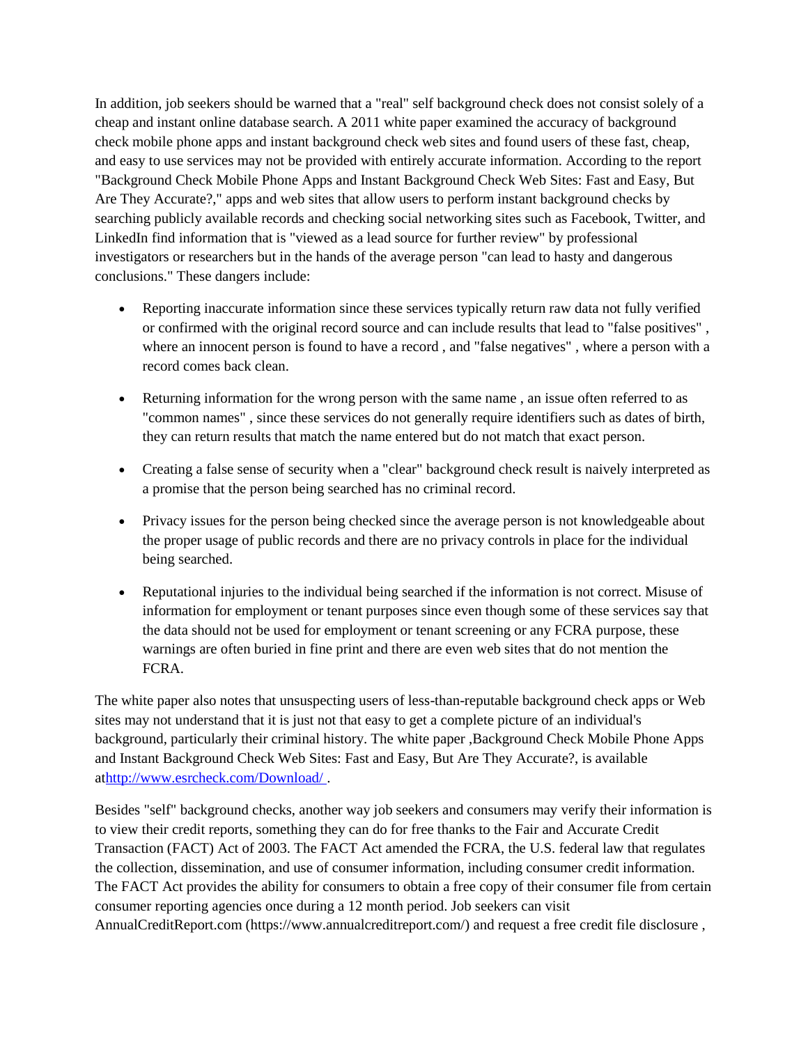In addition, job seekers should be warned that a "real" self background check does not consist solely of a cheap and instant online database search. A 2011 white paper examined the accuracy of background check mobile phone apps and instant background check web sites and found users of these fast, cheap, and easy to use services may not be provided with entirely accurate information. According to the report "Background Check Mobile Phone Apps and Instant Background Check Web Sites: Fast and Easy, But Are They Accurate?," apps and web sites that allow users to perform instant background checks by searching publicly available records and checking social networking sites such as Facebook, Twitter, and LinkedIn find information that is "viewed as a lead source for further review" by professional investigators or researchers but in the hands of the average person "can lead to hasty and dangerous conclusions." These dangers include:

- Reporting inaccurate information since these services typically return raw data not fully verified or confirmed with the original record source and can include results that lead to "false positives" , where an innocent person is found to have a record , and "false negatives" , where a person with a record comes back clean.
- Returning information for the wrong person with the same name , an issue often referred to as "common names" , since these services do not generally require identifiers such as dates of birth, they can return results that match the name entered but do not match that exact person.
- Creating a false sense of security when a "clear" background check result is naively interpreted as a promise that the person being searched has no criminal record.
- Privacy issues for the person being checked since the average person is not knowledgeable about the proper usage of public records and there are no privacy controls in place for the individual being searched.
- Reputational injuries to the individual being searched if the information is not correct. Misuse of information for employment or tenant purposes since even though some of these services say that the data should not be used for employment or tenant screening or any FCRA purpose, these warnings are often buried in fine print and there are even web sites that do not mention the FCRA.

The white paper also notes that unsuspecting users of less-than-reputable background check apps or Web sites may not understand that it is just not that easy to get a complete picture of an individual's background, particularly their criminal history. The white paper ,Background Check Mobile Phone Apps and Instant Background Check Web Sites: Fast and Easy, But Are They Accurate?, is available at[http://www.esrcheck.com/Download/ ](http://www.esrcheck.com/Download/).

Besides "self" background checks, another way job seekers and consumers may verify their information is to view their credit reports, something they can do for free thanks to the Fair and Accurate Credit Transaction (FACT) Act of 2003. The FACT Act amended the FCRA, the U.S. federal law that regulates the collection, dissemination, and use of consumer information, including consumer credit information. The FACT Act provides the ability for consumers to obtain a free copy of their consumer file from certain consumer reporting agencies once during a 12 month period. Job seekers can visit AnnualCreditReport.com (https://www.annualcreditreport.com/) and request a free credit file disclosure ,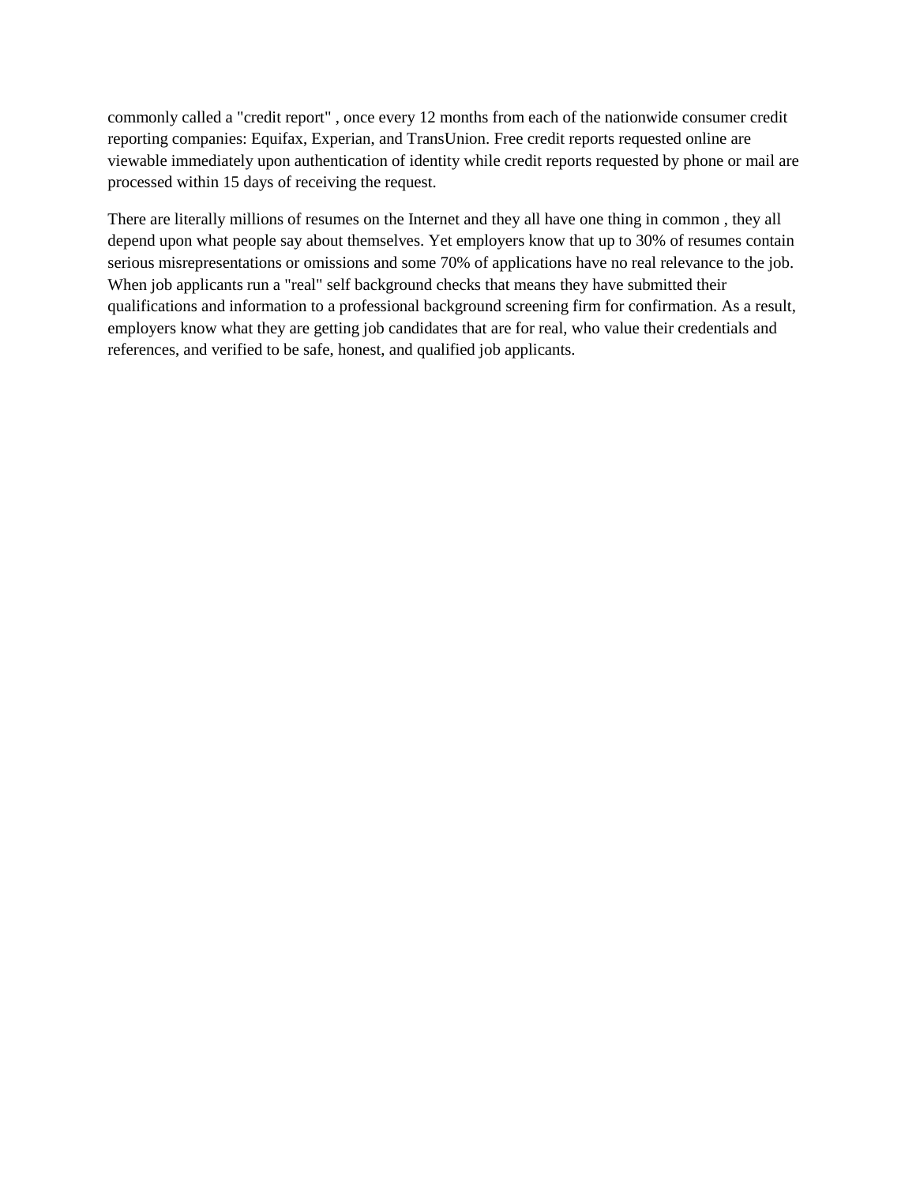commonly called a "credit report" , once every 12 months from each of the nationwide consumer credit reporting companies: Equifax, Experian, and TransUnion. Free credit reports requested online are viewable immediately upon authentication of identity while credit reports requested by phone or mail are processed within 15 days of receiving the request.

There are literally millions of resumes on the Internet and they all have one thing in common , they all depend upon what people say about themselves. Yet employers know that up to 30% of resumes contain serious misrepresentations or omissions and some 70% of applications have no real relevance to the job. When job applicants run a "real" self background checks that means they have submitted their qualifications and information to a professional background screening firm for confirmation. As a result, employers know what they are getting job candidates that are for real, who value their credentials and references, and verified to be safe, honest, and qualified job applicants.